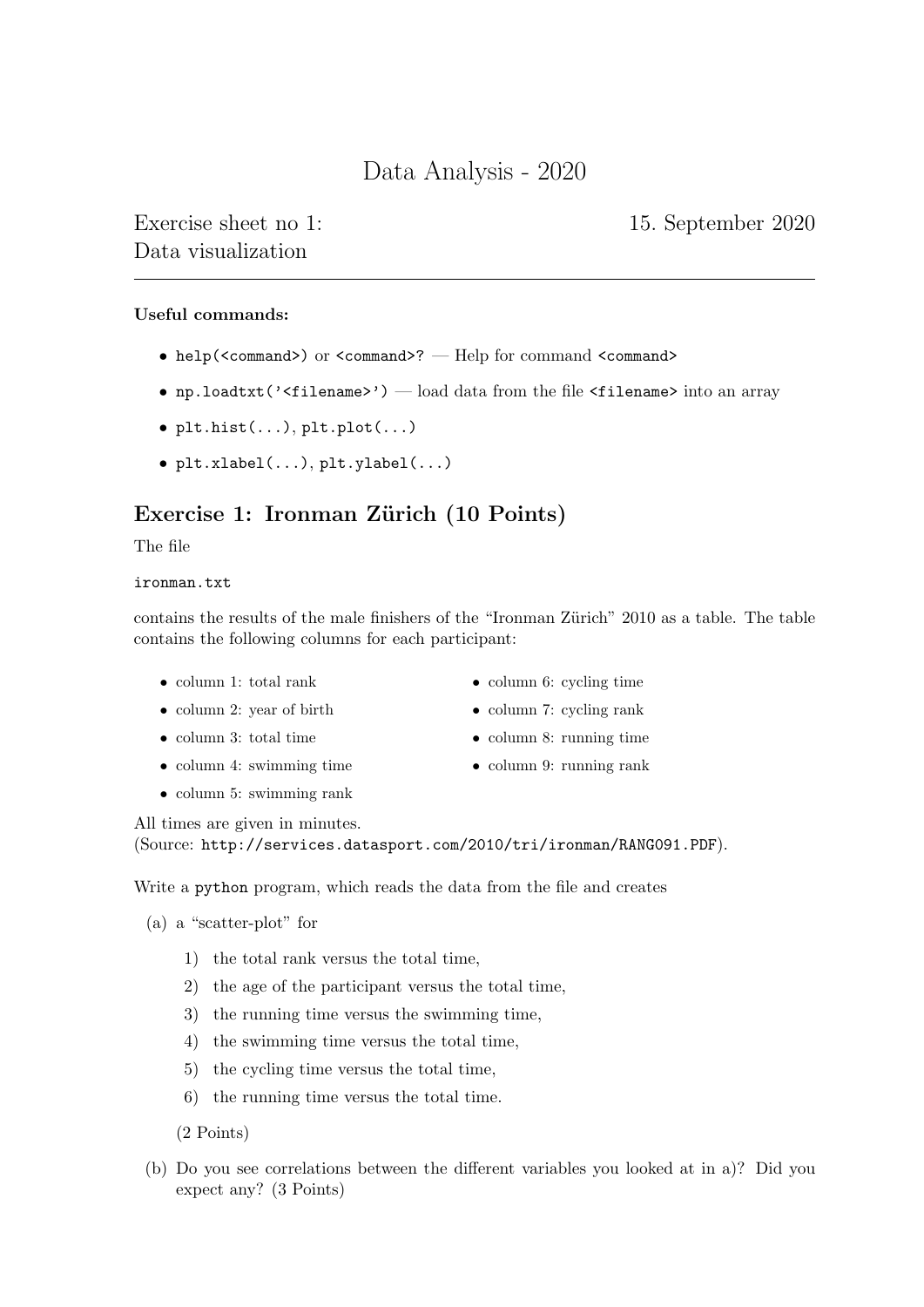# Data Analysis - 2020

Exercise sheet no 1: Data visualization

15. September 2020

---

**Useful commands:**

- `help(<command>)` or `<command>?` — Help for command `<command>`
- `np.loadtxt('<filename>')` — load data from the file `<filename>` into an array
- `plt.hist(...)`, `plt.plot(...)`
- `plt.xlabel(...)`, `plt.ylabel(...)`

## Exercise 1: Ironman Zürich (10 Points)

The file

`ironman.txt`

contains the results of the male finishers of the "Ironman Zürich" 2010 as a table. The table contains the following columns for each participant:

- column 1: total rank
- column 2: year of birth
- column 3: total time
- column 4: swimming time
- column 5: swimming rank
- column 6: cycling time
- column 7: cycling rank
- column 8: running time
- column 9: running rank

All times are given in minutes.
(Source: `http://services.datasport.com/2010/tri/ironman/RANG091.PDF`).

Write a `python` program, which reads the data from the file and creates

(a) a "scatter-plot" for

1) the total rank versus the total time,
2) the age of the participant versus the total time,
3) the running time versus the swimming time,
4) the swimming time versus the total time,
5) the cycling time versus the total time,
6) the running time versus the total time.

(2 Points)

(b) Do you see correlations between the different variables you looked at in a)? Did you expect any? (3 Points)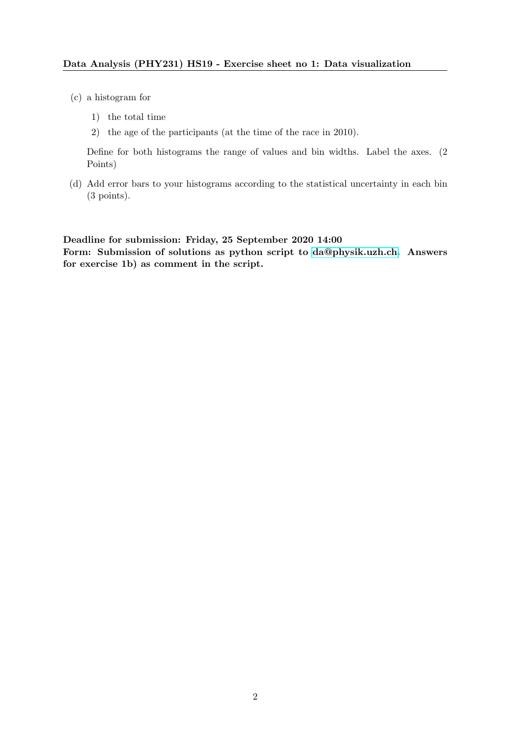(c) a histogram for

1) the total time
2) the age of the participants (at the time of the race in 2010).

Define for both histograms the range of values and bin widths. Label the axes. (2 Points)

(d) Add error bars to your histograms according to the statistical uncertainty in each bin (3 points).

**Deadline for submission: Friday, 25 September 2020 14:00**
**Form: Submission of solutions as python script to da@physik.uzh.ch. Answers for exercise 1b) as comment in the script.**